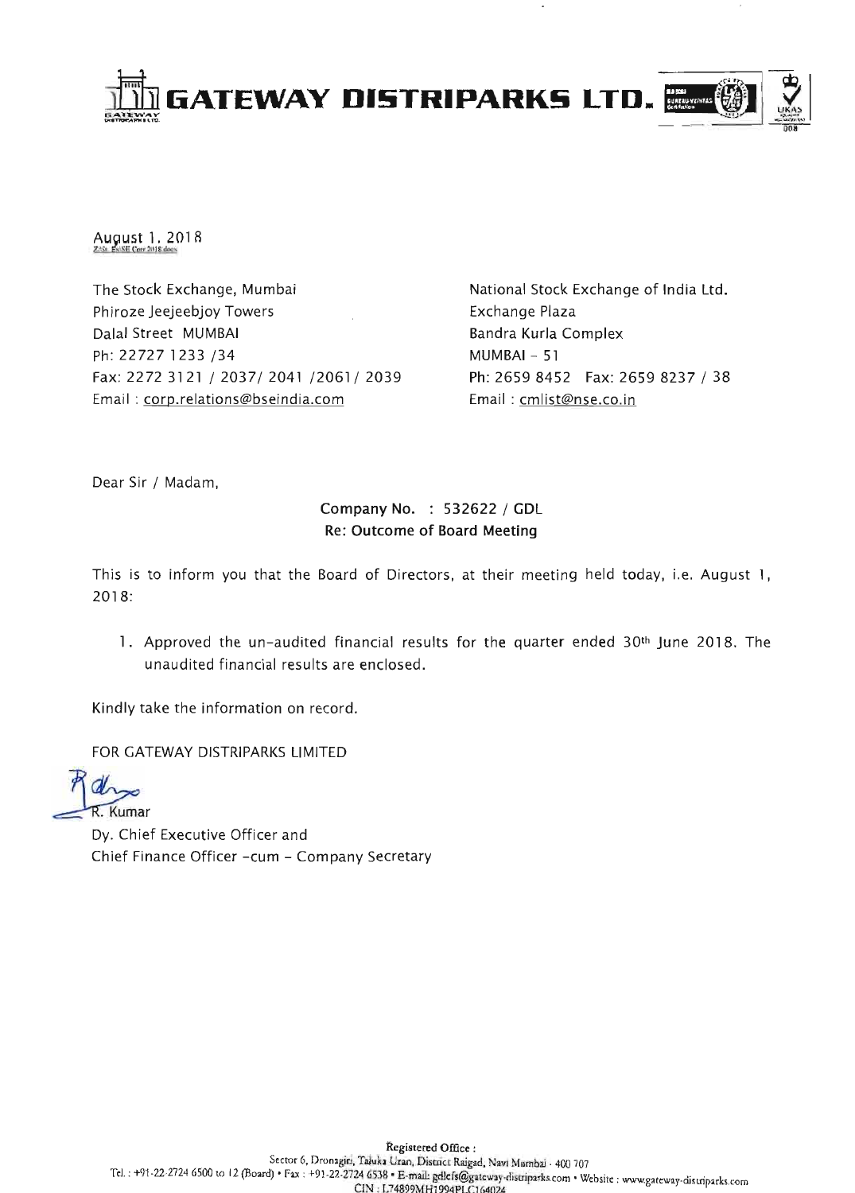# GATEWAY DISTRIPARKS LTD.

August 1, 2018

The Stock Exchange, Mumbai
Phiroze Jeejeebjoy Towers
Dalal Street MUMBAI
Ph: 22727 1233 /34
Fax: 2272 3121 / 2037/ 2041 /2061/ 2039
Email : corp.relations@bseindia.com

National Stock Exchange of India Ltd.
Exchange Plaza
Bandra Kurla Complex
MUMBAI - 51
Ph: 2659 8452 Fax: 2659 8237 / 38
Email : cmlist@nse.co.in

Dear Sir / Madam,

**Company No. : 532622 / GDL**
**Re: Outcome of Board Meeting**

This is to inform you that the Board of Directors, at their meeting held today, i.e. August 1, 2018:

1. Approved the un-audited financial results for the quarter ended 30th June 2018. The unaudited financial results are enclosed.

Kindly take the information on record.

FOR GATEWAY DISTRIPARKS LIMITED

R. Kumar
Dy. Chief Executive Officer and
Chief Finance Officer -cum - Company Secretary

Registered Office :
Sector 6, Dronagiri, Taluka Uran, District Raigad, Navi Mumbai - 400 707
Tel. : +91-22-2724 6500 to 12 (Board) • Fax : +91-22-2724 6538 • E-mail: gdlcfs@gateway-distriparks.com • Website : www.gateway-distriparks.com
CIN : L74899MH1994PLC164024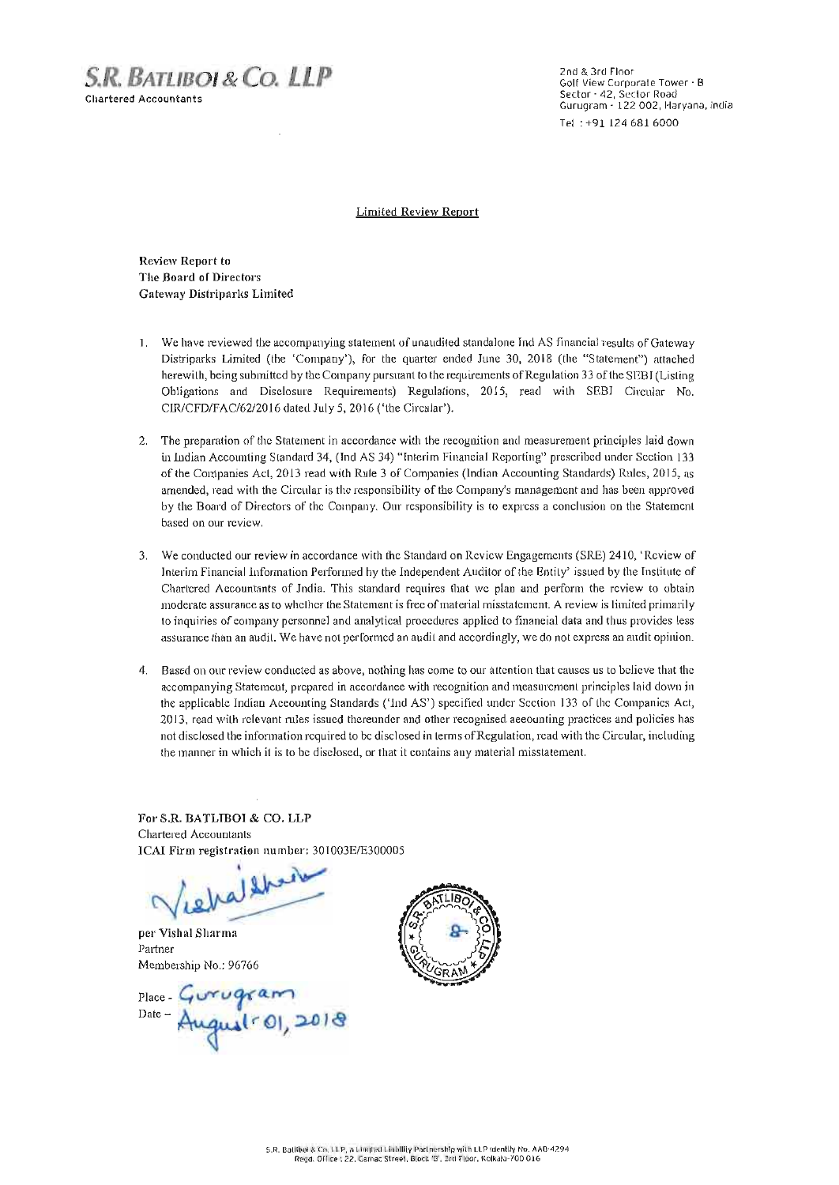**S.R. BATLIBOI & CO. LLP**
Chartered Accountants

2nd & 3rd Floor
Golf View Corporate Tower - B
Sector - 42, Sector Road
Gurugram - 122 002, Haryana, India
Tel : +91 124 681 6000

Limited Review Report

**Review Report to**
**The Board of Directors**
**Gateway Distriparks Limited**

1. We have reviewed the accompanying statement of unaudited standalone Ind AS financial results of Gateway Distriparks Limited (the 'Company'), for the quarter ended June 30, 2018 (the "Statement") attached herewith, being submitted by the Company pursuant to the requirements of Regulation 33 of the SEBI (Listing Obligations and Disclosure Requirements) Regulations, 2015, read with SEBI Circular No. CIR/CFD/FAC/62/2016 dated July 5, 2016 ('the Circular').

2. The preparation of the Statement in accordance with the recognition and measurement principles laid down in Indian Accounting Standard 34, (Ind AS 34) "Interim Financial Reporting" prescribed under Section 133 of the Companies Act, 2013 read with Rule 3 of Companies (Indian Accounting Standards) Rules, 2015, as amended, read with the Circular is the responsibility of the Company's management and has been approved by the Board of Directors of the Company. Our responsibility is to express a conclusion on the Statement based on our review.

3. We conducted our review in accordance with the Standard on Review Engagements (SRE) 2410, 'Review of Interim Financial Information Performed by the Independent Auditor of the Entity' issued by the Institute of Chartered Accountants of India. This standard requires that we plan and perform the review to obtain moderate assurance as to whether the Statement is free of material misstatement. A review is limited primarily to inquiries of company personnel and analytical procedures applied to financial data and thus provides less assurance than an audit. We have not performed an audit and accordingly, we do not express an audit opinion.

4. Based on our review conducted as above, nothing has come to our attention that causes us to believe that the accompanying Statement, prepared in accordance with recognition and measurement principles laid down in the applicable Indian Accounting Standards ('Ind AS') specified under Section 133 of the Companies Act, 2013, read with relevant rules issued thereunder and other recognised accounting practices and policies has not disclosed the information required to be disclosed in terms of Regulation, read with the Circular, including the manner in which it is to be disclosed, or that it contains any material misstatement.

**For S.R. BATLIBOI & CO. LLP**
Chartered Accountants
**ICAI Firm registration number: 301003E/E300005**

per Vishal Sharma
Partner
Membership No.: 96766

Place - Gurugram
Date - August 01, 2018

S.R. Batliboi & Co. LLP, a Limited Liability Partnership with LLP Identity No. AAB-4294
Regd. Office : 22, Camac Street, Block 'B', 3rd Floor, Kolkata-700 016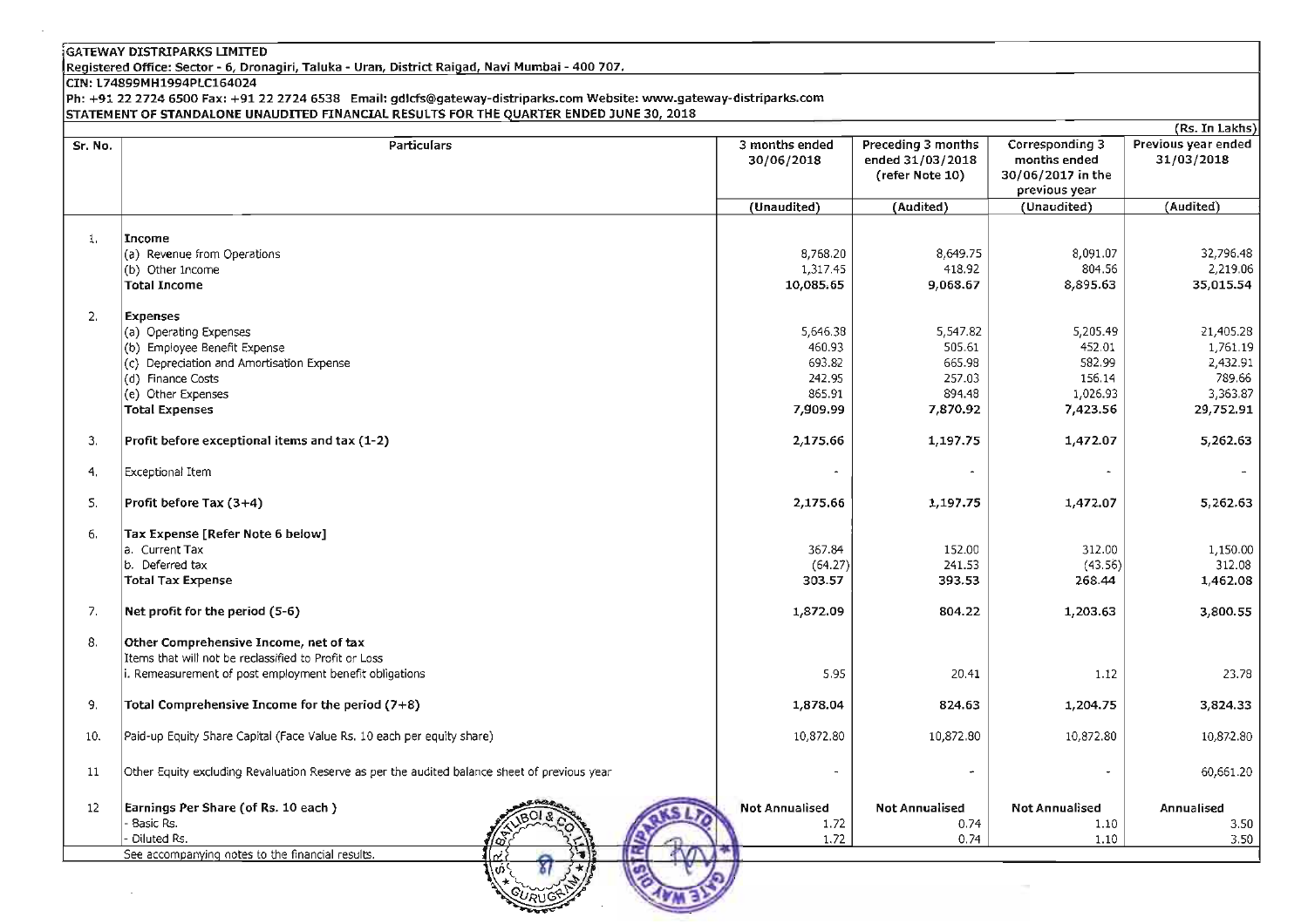**GATEWAY DISTRIPARKS LIMITED**

**Registered Office: Sector - 6, Dronagiri, Taluka - Uran, District Raigad, Navi Mumbai - 400 707.**

**CIN: L74899MH1994PLC164024**

**Ph: +91 22 2724 6500 Fax: +91 22 2724 6538 Email: gdlcfs@gateway-distriparks.com Website: www.gateway-distriparks.com**

**STATEMENT OF STANDALONE UNAUDITED FINANCIAL RESULTS FOR THE QUARTER ENDED JUNE 30, 2018**

(Rs. In Lakhs)

| Sr. No. | Particulars | 3 months ended 30/06/2018 | Preceding 3 months ended 31/03/2018 (refer Note 10) | Corresponding 3 months ended 30/06/2017 in the previous year | Previous year ended 31/03/2018 |
|---|---|---|---|---|---|
| | | (Unaudited) | (Audited) | (Unaudited) | (Audited) |
| 1. | **Income** | | | | |
| | (a) Revenue from Operations | 8,768.20 | 8,649.75 | 8,091.07 | 32,796.48 |
| | (b) Other Income | 1,317.45 | 418.92 | 804.56 | 2,219.06 |
| | **Total Income** | **10,085.65** | **9,068.67** | **8,895.63** | **35,015.54** |
| 2. | **Expenses** | | | | |
| | (a) Operating Expenses | 5,646.38 | 5,547.82 | 5,205.49 | 21,405.28 |
| | (b) Employee Benefit Expense | 460.93 | 505.61 | 452.01 | 1,761.19 |
| | (c) Depreciation and Amortisation Expense | 693.82 | 665.98 | 582.99 | 2,432.91 |
| | (d) Finance Costs | 242.95 | 257.03 | 156.14 | 789.66 |
| | (e) Other Expenses | 865.91 | 894.48 | 1,026.93 | 3,363.87 |
| | **Total Expenses** | **7,909.99** | **7,870.92** | **7,423.56** | **29,752.91** |
| 3. | **Profit before exceptional items and tax (1-2)** | **2,175.66** | **1,197.75** | **1,472.07** | **5,262.63** |
| 4. | Exceptional Item | - | - | - | - |
| 5. | **Profit before Tax (3+4)** | **2,175.66** | **1,197.75** | **1,472.07** | **5,262.63** |
| 6. | **Tax Expense [Refer Note 6 below]** | | | | |
| | a. Current Tax | 367.84 | 152.00 | 312.00 | 1,150.00 |
| | b. Deferred tax | (64.27) | 241.53 | (43.56) | 312.08 |
| | **Total Tax Expense** | **303.57** | **393.53** | **268.44** | **1,462.08** |
| 7. | **Net profit for the period (5-6)** | **1,872.09** | **804.22** | **1,203.63** | **3,800.55** |
| 8. | **Other Comprehensive Income, net of tax** | | | | |
| | Items that will not be reclassified to Profit or Loss | | | | |
| | i. Remeasurement of post employment benefit obligations | 5.95 | 20.41 | 1.12 | 23.78 |
| 9. | **Total Comprehensive Income for the period (7+8)** | **1,878.04** | **824.63** | **1,204.75** | **3,824.33** |
| 10. | Paid-up Equity Share Capital (Face Value Rs. 10 each per equity share) | 10,872.80 | 10,872.80 | 10,872.80 | 10,872.80 |
| 11 | Other Equity excluding Revaluation Reserve as per the audited balance sheet of previous year | - | - | - | 60,661.20 |
| 12 | **Earnings Per Share (of Rs. 10 each )** | **Not Annualised** | **Not Annualised** | **Not Annualised** | **Annualised** |
| | - Basic Rs. | 1.72 | 0.74 | 1.10 | 3.50 |
| | - Diluted Rs. | 1.72 | 0.74 | 1.10 | 3.50 |
| | See accompanying notes to the financial results. | | | | |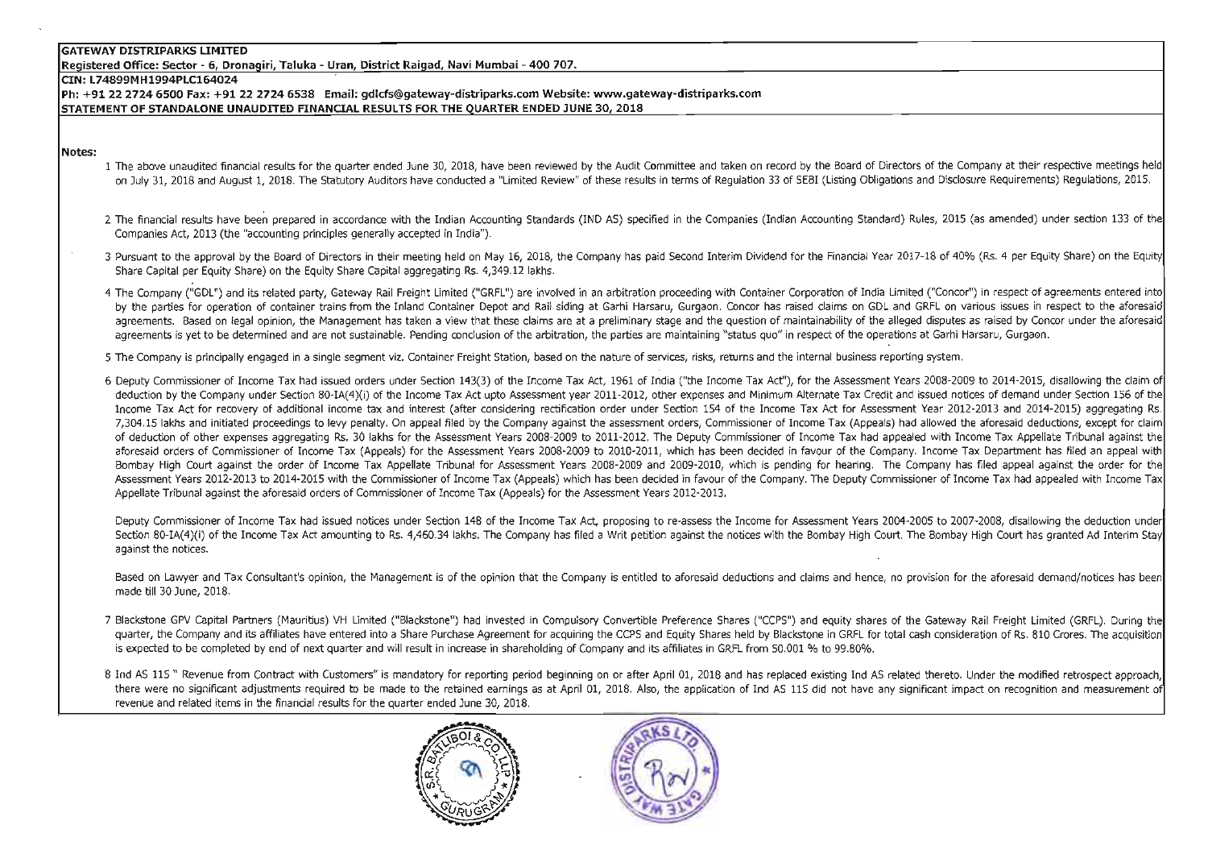**GATEWAY DISTRIPARKS LIMITED**

**Registered Office: Sector - 6, Dronagiri, Taluka - Uran, District Raigad, Navi Mumbai - 400 707.**

**CIN: L74899MH1994PLC164024**

**Ph: +91 22 2724 6500 Fax: +91 22 2724 6538 Email: gdlcfs@gateway-distriparks.com Website: www.gateway-distriparks.com**

**STATEMENT OF STANDALONE UNAUDITED FINANCIAL RESULTS FOR THE QUARTER ENDED JUNE 30, 2018**

**Notes:**

1. The above unaudited financial results for the quarter ended June 30, 2018, have been reviewed by the Audit Committee and taken on record by the Board of Directors of the Company at their respective meetings held on July 31, 2018 and August 1, 2018. The Statutory Auditors have conducted a "Limited Review" of these results in terms of Regulation 33 of SEBI (Listing Obligations and Disclosure Requirements) Regulations, 2015.

2. The financial results have been prepared in accordance with the Indian Accounting Standards (IND AS) specified in the Companies (Indian Accounting Standard) Rules, 2015 (as amended) under section 133 of the Companies Act, 2013 (the "accounting principles generally accepted in India").

3. Pursuant to the approval by the Board of Directors in their meeting held on May 16, 2018, the Company has paid Second Interim Dividend for the Financial Year 2017-18 of 40% (Rs. 4 per Equity Share) on the Equity Share Capital per Equity Share) on the Equity Share Capital aggregating Rs. 4,349.12 lakhs.

4. The Company ("GDL") and its related party, Gateway Rail Freight Limited ("GRFL") are involved in an arbitration proceeding with Container Corporation of India Limited ("Concor") in respect of agreements entered into by the parties for operation of container trains from the Inland Container Depot and Rail siding at Garhi Harsaru, Gurgaon. Concor has raised claims on GDL and GRFL on various issues in respect to the aforesaid agreements. Based on legal opinion, the Management has taken a view that these claims are at a preliminary stage and the question of maintainability of the alleged disputes as raised by Concor under the aforesaid agreements is yet to be determined and are not sustainable. Pending conclusion of the arbitration, the parties are maintaining "status quo" in respect of the operations at Garhi Harsaru, Gurgaon.

5. The Company is principally engaged in a single segment viz. Container Freight Station, based on the nature of services, risks, returns and the internal business reporting system.

6. Deputy Commissioner of Income Tax had issued orders under Section 143(3) of the Income Tax Act, 1961 of India ("the Income Tax Act"), for the Assessment Years 2008-2009 to 2014-2015, disallowing the claim of deduction by the Company under Section 80-IA(4)(i) of the Income Tax Act upto Assessment year 2011-2012, other expenses and Minimum Alternate Tax Credit and issued notices of demand under Section 156 of the Income Tax Act for recovery of additional income tax and interest (after considering rectification order under Section 154 of the Income Tax Act for Assessment Year 2012-2013 and 2014-2015) aggregating Rs. 7,304.15 lakhs and initiated proceedings to levy penalty. On appeal filed by the Company against the assessment orders, Commissioner of Income Tax (Appeals) had allowed the aforesaid deductions, except for claim of deduction of other expenses aggregating Rs. 30 lakhs for the Assessment Years 2008-2009 to 2011-2012. The Deputy Commissioner of Income Tax had appealed with Income Tax Appellate Tribunal against the aforesaid orders of Commissioner of Income Tax (Appeals) for the Assessment Years 2008-2009 to 2010-2011, which has been decided in favour of the Company. Income Tax Department has filed an appeal with Bombay High Court against the order of Income Tax Appellate Tribunal for Assessment Years 2008-2009 and 2009-2010, which is pending for hearing. The Company has filed appeal against the order for the Assessment Years 2012-2013 to 2014-2015 with the Commissioner of Income Tax (Appeals) which has been decided in favour of the Company. The Deputy Commissioner of Income Tax had appealed with Income Tax Appellate Tribunal against the aforesaid orders of Commissioner of Income Tax (Appeals) for the Assessment Years 2012-2013.

   Deputy Commissioner of Income Tax had issued notices under Section 148 of the Income Tax Act, proposing to re-assess the Income for Assessment Years 2004-2005 to 2007-2008, disallowing the deduction under Section 80-IA(4)(i) of the Income Tax Act amounting to Rs. 4,460.34 lakhs. The Company has filed a Writ petition against the notices with the Bombay High Court. The Bombay High Court has granted Ad Interim Stay against the notices.

   Based on Lawyer and Tax Consultant's opinion, the Management is of the opinion that the Company is entitled to aforesaid deductions and claims and hence, no provision for the aforesaid demand/notices has been made till 30 June, 2018.

7. Blackstone GPV Capital Partners (Mauritius) VH Limited ("Blackstone") had invested in Compulsory Convertible Preference Shares ("CCPS") and equity shares of the Gateway Rail Freight Limited (GRFL). During the quarter, the Company and its affiliates have entered into a Share Purchase Agreement for acquiring the CCPS and Equity Shares held by Blackstone in GRFL for total cash consideration of Rs. 810 Crores. The acquisition is expected to be completed by end of next quarter and will result in increase in shareholding of Company and its affiliates in GRFL from 50.001 % to 99.80%.

8. Ind AS 115 " Revenue from Contract with Customers" is mandatory for reporting period beginning on or after April 01, 2018 and has replaced existing Ind AS related thereto. Under the modified retrospect approach, there were no significant adjustments required to be made to the retained earnings as at April 01, 2018. Also, the application of Ind AS 115 did not have any significant impact on recognition and measurement of revenue and related items in the financial results for the quarter ended June 30, 2018.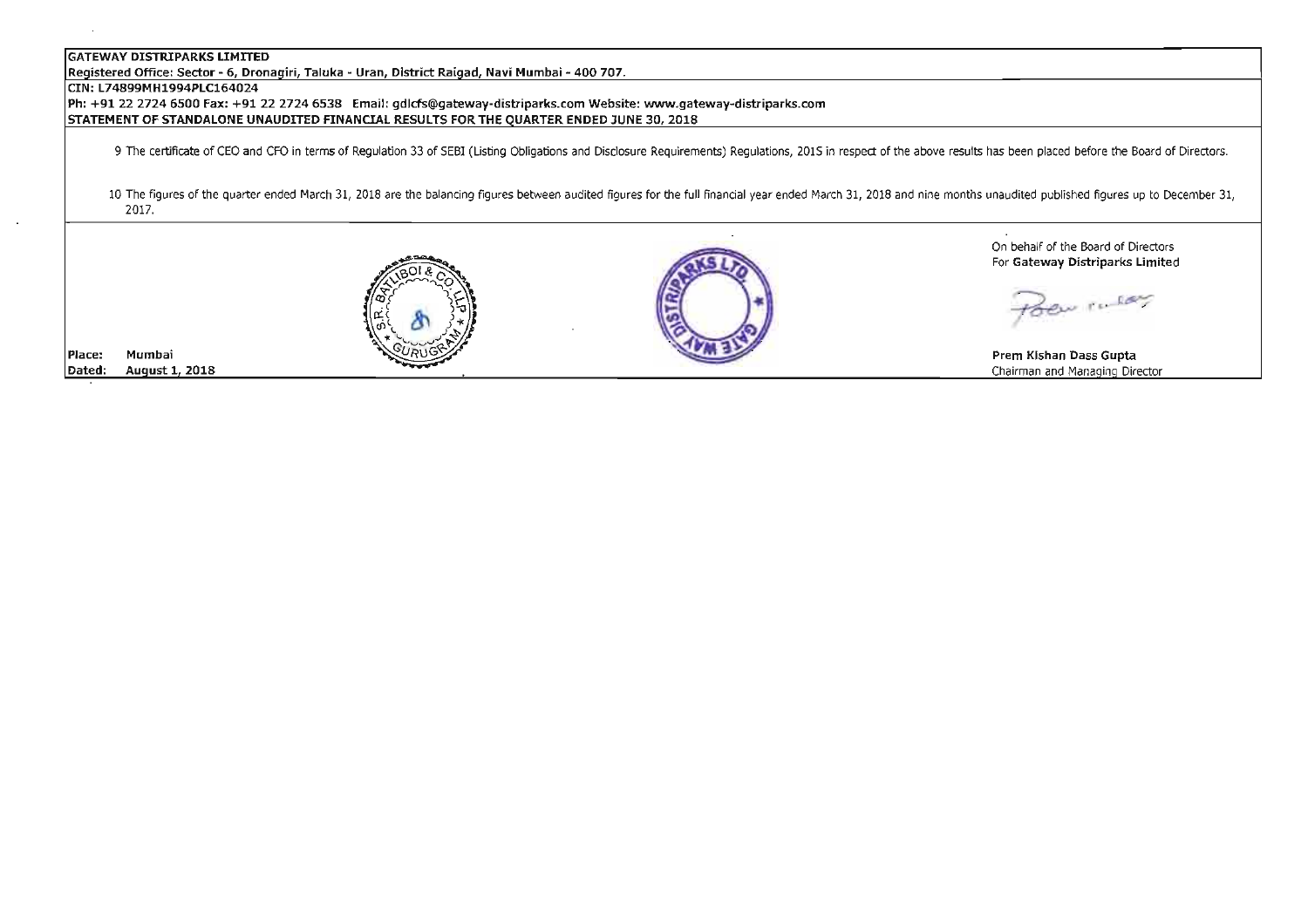**GATEWAY DISTRIPARKS LIMITED**

**Registered Office: Sector - 6, Dronagiri, Taluka - Uran, District Raigad, Navi Mumbai - 400 707.**

**CIN: L74899MH1994PLC164024**

**Ph: +91 22 2724 6500 Fax: +91 22 2724 6538 Email: gdlcfs@gateway-distriparks.com Website: www.gateway-distriparks.com**

**STATEMENT OF STANDALONE UNAUDITED FINANCIAL RESULTS FOR THE QUARTER ENDED JUNE 30, 2018**

9 The certificate of CEO and CFO in terms of Regulation 33 of SEBI (Listing Obligations and Disclosure Requirements) Regulations, 2015 in respect of the above results has been placed before the Board of Directors.

10 The figures of the quarter ended March 31, 2018 are the balancing figures between audited figures for the full financial year ended March 31, 2018 and nine months unaudited published figures up to December 31, 2017.

On behalf of the Board of Directors
For **Gateway Distriparks Limited**

**Prem Kishan Dass Gupta**
Chairman and Managing Director

**Place:** Mumbai
**Dated:** August 1, 2018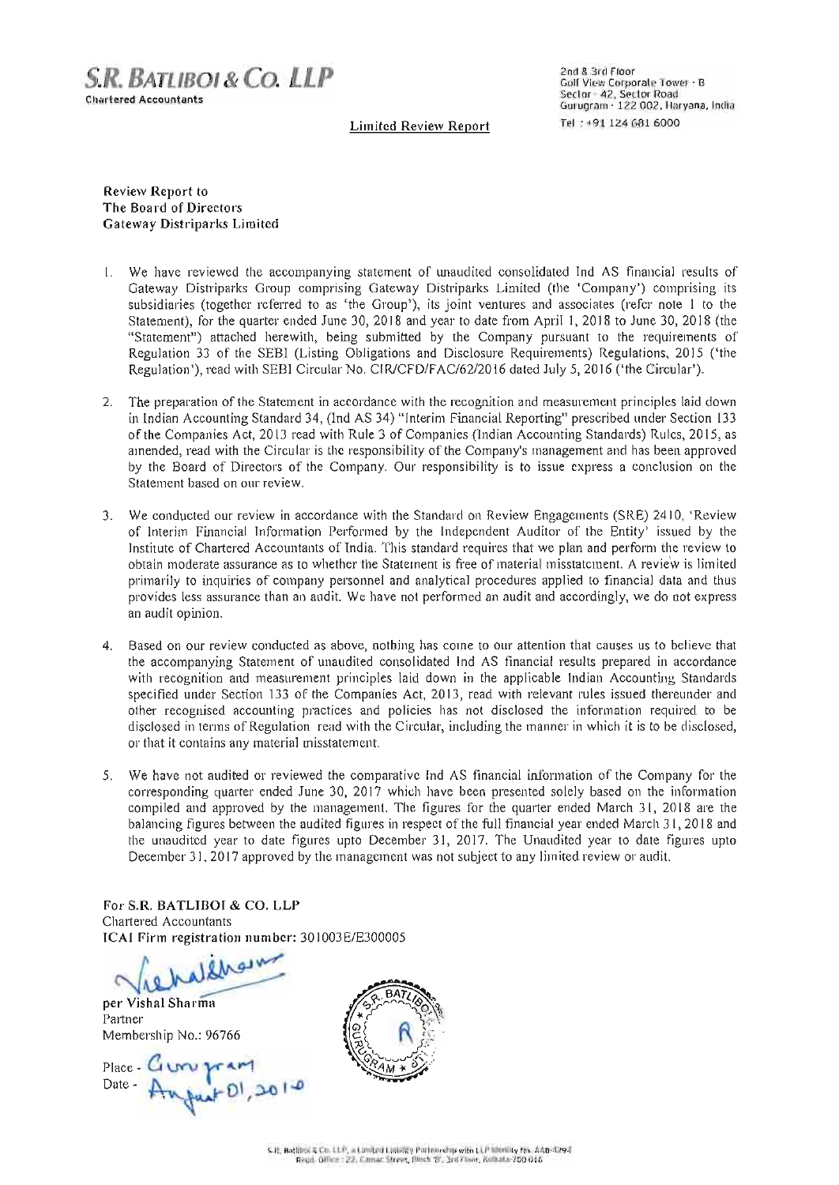**S.R. BATLIBOI & CO. LLP**
Chartered Accountants

2nd & 3rd Floor
Golf View Corporate Tower - B
Sector - 42, Sector Road
Gurugram - 122 002, Haryana, India
Tel : +91 124 681 6000

## Limited Review Report

**Review Report to**
**The Board of Directors**
**Gateway Distriparks Limited**

1. We have reviewed the accompanying statement of unaudited consolidated Ind AS financial results of Gateway Distriparks Group comprising Gateway Distriparks Limited (the 'Company') comprising its subsidiaries (together referred to as 'the Group'), its joint ventures and associates (refer note 1 to the Statement), for the quarter ended June 30, 2018 and year to date from April 1, 2018 to June 30, 2018 (the "Statement") attached herewith, being submitted by the Company pursuant to the requirements of Regulation 33 of the SEBI (Listing Obligations and Disclosure Requirements) Regulations, 2015 ('the Regulation'), read with SEBI Circular No. CIR/CFD/FAC/62/2016 dated July 5, 2016 ('the Circular').

2. The preparation of the Statement in accordance with the recognition and measurement principles laid down in Indian Accounting Standard 34, (Ind AS 34) "Interim Financial Reporting" prescribed under Section 133 of the Companies Act, 2013 read with Rule 3 of Companies (Indian Accounting Standards) Rules, 2015, as amended, read with the Circular is the responsibility of the Company's management and has been approved by the Board of Directors of the Company. Our responsibility is to issue express a conclusion on the Statement based on our review.

3. We conducted our review in accordance with the Standard on Review Engagements (SRE) 2410, 'Review of Interim Financial Information Performed by the Independent Auditor of the Entity' issued by the Institute of Chartered Accountants of India. This standard requires that we plan and perform the review to obtain moderate assurance as to whether the Statement is free of material misstatement. A review is limited primarily to inquiries of company personnel and analytical procedures applied to financial data and thus provides less assurance than an audit. We have not performed an audit and accordingly, we do not express an audit opinion.

4. Based on our review conducted as above, nothing has come to our attention that causes us to believe that the accompanying Statement of unaudited consolidated Ind AS financial results prepared in accordance with recognition and measurement principles laid down in the applicable Indian Accounting Standards specified under Section 133 of the Companies Act, 2013, read with relevant rules issued thereunder and other recognised accounting practices and policies has not disclosed the information required to be disclosed in terms of Regulation read with the Circular, including the manner in which it is to be disclosed, or that it contains any material misstatement.

5. We have not audited or reviewed the comparative Ind AS financial information of the Company for the corresponding quarter ended June 30, 2017 which have been presented solely based on the information compiled and approved by the management. The figures for the quarter ended March 31, 2018 are the balancing figures between the audited figures in respect of the full financial year ended March 31, 2018 and the unaudited year to date figures upto December 31, 2017. The Unaudited year to date figures upto December 31, 2017 approved by the management was not subject to any limited review or audit.

**For S.R. BATLIBOI & CO. LLP**
Chartered Accountants
**ICAI Firm registration number:** 301003E/E300005

**per Vishal Sharma**
Partner
Membership No.: 96766

Place - Gurugram
Date - August 01, 2018

S.R. Batliboi & Co. LLP, a Limited Liability Partnership with LLP Identity No. AAB-4294
Regd. Office : 22, Camac Street, Block 'B', 3rd Floor, Kolkata-700 016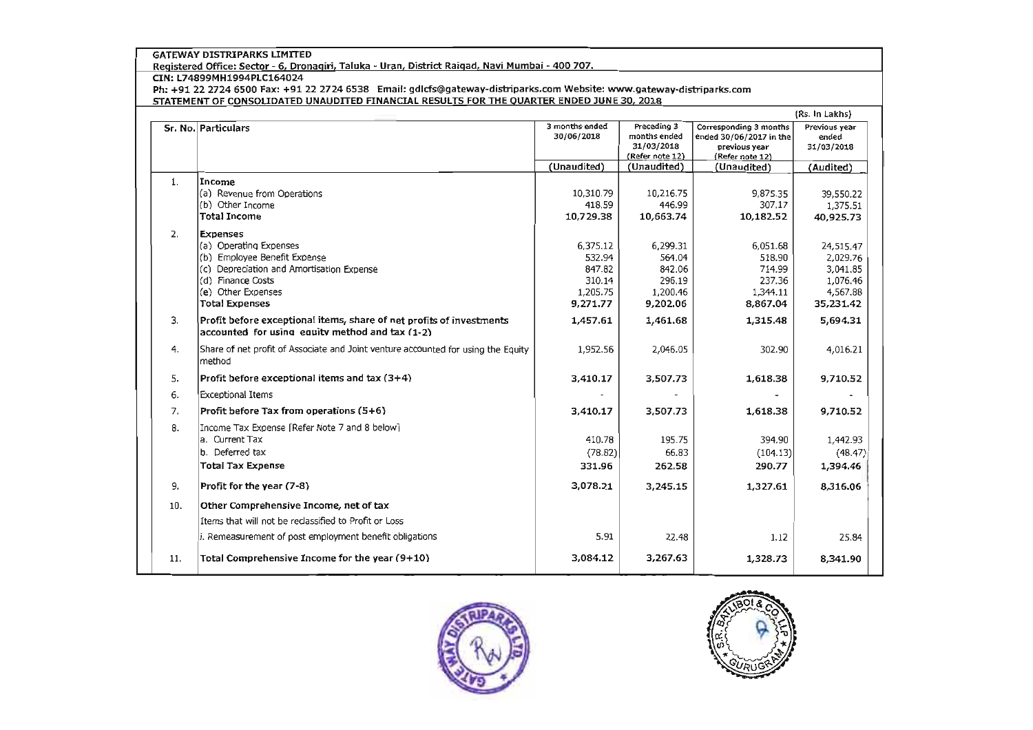**GATEWAY DISTRIPARKS LIMITED**

**Registered Office: Sector - 6, Dronagiri, Taluka - Uran, District Raigad, Navi Mumbai - 400 707.**

**CIN: L74899MH1994PLC164024**

**Ph: +91 22 2724 6500 Fax: +91 22 2724 6538 Email: gdlcfs@gateway-distriparks.com Website: www.gateway-distriparks.com**

**STATEMENT OF CONSOLIDATED UNAUDITED FINANCIAL RESULTS FOR THE QUARTER ENDED JUNE 30, 2018**

(Rs. In Lakhs)

| Sr. No. | Particulars | 3 months ended 30/06/2018 | Preceding 3 months ended 31/03/2018 (Refer note 12) | Corresponding 3 months ended 30/06/2017 in the previous year (Refer note 12) | Previous year ended 31/03/2018 |
|---|---|---|---|---|---|
| | | (Unaudited) | (Unaudited) | (Unaudited) | (Audited) |
| 1. | **Income** | | | | |
| | (a) Revenue from Operations | 10,310.79 | 10,216.75 | 9,875.35 | 39,550.22 |
| | (b) Other Income | 418.59 | 446.99 | 307.17 | 1,375.51 |
| | **Total Income** | **10,729.38** | **10,663.74** | **10,182.52** | **40,925.73** |
| 2. | **Expenses** | | | | |
| | (a) Operating Expenses | 6,375.12 | 6,299.31 | 6,051.68 | 24,515.47 |
| | (b) Employee Benefit Expense | 532.94 | 564.04 | 518.90 | 2,029.76 |
| | (c) Depreciation and Amortisation Expense | 847.82 | 842.06 | 714.99 | 3,041.85 |
| | (d) Finance Costs | 310.14 | 296.19 | 237.36 | 1,076.46 |
| | (e) Other Expenses | 1,205.75 | 1,200.46 | 1,344.11 | 4,567.88 |
| | **Total Expenses** | **9,271.77** | **9,202.06** | **8,867.04** | **35,231.42** |
| 3. | **Profit before exceptional items, share of net profits of investments accounted for using equity method and tax (1-2)** | **1,457.61** | **1,461.68** | **1,315.48** | **5,694.31** |
| 4. | Share of net profit of Associate and Joint venture accounted for using the Equity method | 1,952.56 | 2,046.05 | 302.90 | 4,016.21 |
| 5. | **Profit before exceptional items and tax (3+4)** | **3,410.17** | **3,507.73** | **1,618.38** | **9,710.52** |
| 6. | Exceptional Items | - | - | - | - |
| 7. | **Profit before Tax from operations (5+6)** | **3,410.17** | **3,507.73** | **1,618.38** | **9,710.52** |
| 8. | Income Tax Expense [Refer Note 7 and 8 below] | | | | |
| | a. Current Tax | 410.78 | 195.75 | 394.90 | 1,442.93 |
| | b. Deferred tax | (78.82) | 66.83 | (104.13) | (48.47) |
| | **Total Tax Expense** | **331.96** | **262.58** | **290.77** | **1,394.46** |
| 9. | **Profit for the year (7-8)** | **3,078.21** | **3,245.15** | **1,327.61** | **8,316.06** |
| 10. | **Other Comprehensive Income, net of tax** | | | | |
| | Items that will not be reclassified to Profit or Loss | | | | |
| | i. Remeasurement of post employment benefit obligations | 5.91 | 22.48 | 1.12 | 25.84 |
| 11. | **Total Comprehensive Income for the year (9+10)** | **3,084.12** | **3,267.63** | **1,328.73** | **8,341.90** |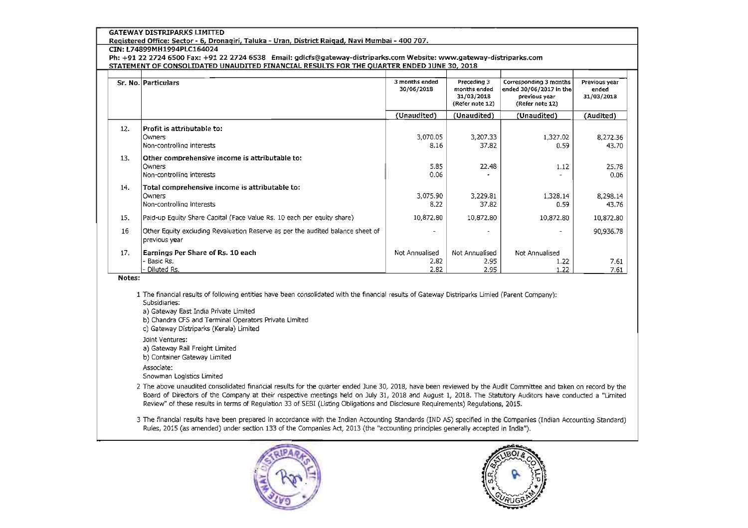**GATEWAY DISTRIPARKS LIMITED**
**Registered Office: Sector - 6, Dronagiri, Taluka - Uran, District Raigad, Navi Mumbai - 400 707.**
**CIN: L74899MH1994PLC164024**
**Ph: +91 22 2724 6500 Fax: +91 22 2724 6538 Email: gdlcfs@gateway-distriparks.com Website: www.gateway-distriparks.com**
**STATEMENT OF CONSOLIDATED UNAUDITED FINANCIAL RESULTS FOR THE QUARTER ENDED JUNE 30, 2018**

| Sr. No. | Particulars | 3 months ended 30/06/2018 | Preceding 3 months ended 31/03/2018 (Refer note 12) | Corresponding 3 months ended 30/06/2017 in the previous year (Refer note 12) | Previous year ended 31/03/2018 |
|---|---|---|---|---|---|
| | | (Unaudited) | (Unaudited) | (Unaudited) | (Audited) |
| 12. | **Profit is attributable to:** | | | | |
| | Owners | 3,070.05 | 3,207.33 | 1,327.02 | 8,272.36 |
| | Non-controlling interests | 8.16 | 37.82 | 0.59 | 43.70 |
| 13. | **Other comprehensive income is attributable to:** | | | | |
| | Owners | 5.85 | 22.48 | 1.12 | 25.78 |
| | Non-controlling interests | 0.06 | - | - | 0.06 |
| 14. | **Total comprehensive income is attributable to:** | | | | |
| | Owners | 3,075.90 | 3,229.81 | 1,328.14 | 8,298.14 |
| | Non-controlling interests | 8.22 | 37.82 | 0.59 | 43.76 |
| 15. | Paid-up Equity Share Capital (Face Value Rs. 10 each per equity share) | 10,872.80 | 10,872.80 | 10,872.80 | 10,872.80 |
| 16 | Other Equity excluding Revaluation Reserve as per the audited balance sheet of previous year | - | - | - | 90,936.78 |
| 17. | **Earnings Per Share of Rs. 10 each** | Not Annualised | Not Annualised | Not Annualised | |
| | - Basic Rs. | 2.82 | 2.95 | 1.22 | 7.61 |
| | - Diluted Rs. | 2.82 | 2.95 | 1.22 | 7.61 |

**Notes:**

1 The financial results of following entities have been consolidated with the financial results of Gateway Distriparks Limied (Parent Company):

Subsidiaries:

a) Gateway East India Private Limited

b) Chandra CFS and Terminal Operators Private Limited

c) Gateway Distriparks (Kerala) Limited

Joint Ventures:

a) Gateway Rail Freight Limited

b) Container Gateway Limited

Associate:

Snowman Logistics Limited

2 The above unaudited consolidated financial results for the quarter ended June 30, 2018, have been reviewed by the Audit Committee and taken on record by the Board of Directors of the Company at their respective meetings held on July 31, 2018 and August 1, 2018. The Statutory Auditors have conducted a "Limited Review" of these results in terms of Regulation 33 of SEBI (Listing Obligations and Disclosure Requirements) Regulations, 2015.

3 The financial results have been prepared in accordance with the Indian Accounting Standards (IND AS) specified in the Companies (Indian Accounting Standard) Rules, 2015 (as amended) under section 133 of the Companies Act, 2013 (the "accounting principles generally accepted in India").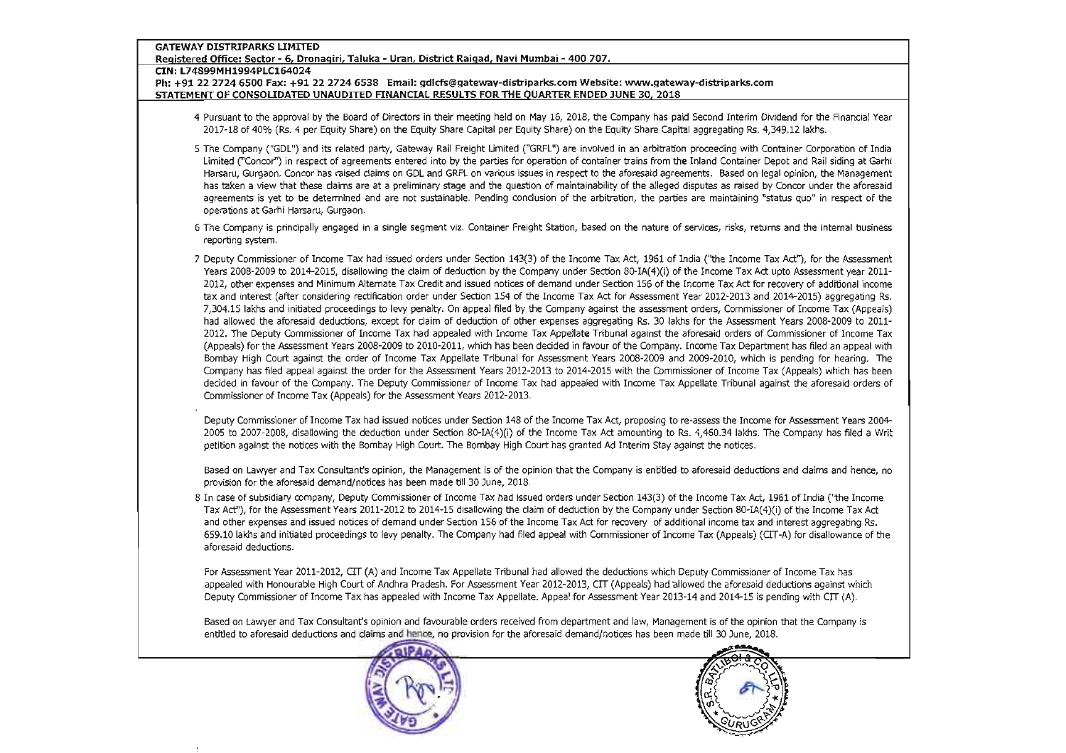**GATEWAY DISTRIPARKS LIMITED**
**Registered Office: Sector - 6, Dronagiri, Taluka - Uran, District Raigad, Navi Mumbai - 400 707.**
**CIN: L74899MH1994PLC164024**
**Ph: +91 22 2724 6500 Fax: +91 22 2724 6538 Email: gdlcfs@gateway-distriparks.com Website: www.gateway-distriparks.com**
**STATEMENT OF CONSOLIDATED UNAUDITED FINANCIAL RESULTS FOR THE QUARTER ENDED JUNE 30, 2018**

4 Pursuant to the approval by the Board of Directors in their meeting held on May 16, 2018, the Company has paid Second Interim Dividend for the Financial Year 2017-18 of 40% (Rs. 4 per Equity Share) on the Equity Share Capital per Equity Share) on the Equity Share Capital aggregating Rs. 4,349.12 lakhs.

5 The Company ("GDL") and its related party, Gateway Rail Freight Limited ("GRFL") are involved in an arbitration proceeding with Container Corporation of India Limited ("Concor") in respect of agreements entered into by the parties for operation of container trains from the Inland Container Depot and Rail siding at Garhi Harsaru, Gurgaon. Concor has raised claims on GDL and GRFL on various issues in respect to the aforesaid agreements. Based on legal opinion, the Management has taken a view that these claims are at a preliminary stage and the question of maintainability of the alleged disputes as raised by Concor under the aforesaid agreements is yet to be determined and are not sustainable. Pending conclusion of the arbitration, the parties are maintaining "status quo" in respect of the operations at Garhi Harsaru, Gurgaon.

6 The Company is principally engaged in a single segment viz. Container Freight Station, based on the nature of services, risks, returns and the internal business reporting system.

7 Deputy Commissioner of Income Tax had issued orders under Section 143(3) of the Income Tax Act, 1961 of India ("the Income Tax Act"), for the Assessment Years 2008-2009 to 2014-2015, disallowing the claim of deduction by the Company under Section 80-IA(4)(i) of the Income Tax Act upto Assessment year 2011-2012, other expenses and Minimum Alternate Tax Credit and issued notices of demand under Section 156 of the Income Tax Act for recovery of additional income tax and interest (after considering rectification order under Section 154 of the Income Tax Act for Assessment Year 2012-2013 and 2014-2015) aggregating Rs. 7,304.15 lakhs and initiated proceedings to levy penalty. On appeal filed by the Company against the assessment orders, Commissioner of Income Tax (Appeals) had allowed the aforesaid deductions, except for claim of deduction of other expenses aggregating Rs. 30 lakhs for the Assessment Years 2008-2009 to 2011-2012. The Deputy Commissioner of Income Tax had appealed with Income Tax Appellate Tribunal against the aforesaid orders of Commissioner of Income Tax (Appeals) for the Assessment Years 2008-2009 to 2010-2011, which has been decided in favour of the Company. Income Tax Department has filed an appeal with Bombay High Court against the order of Income Tax Appellate Tribunal for Assessment Years 2008-2009 and 2009-2010, which is pending for hearing. The Company has filed appeal against the order for the Assessment Years 2012-2013 to 2014-2015 with the Commissioner of Income Tax (Appeals) which has been decided in favour of the Company. The Deputy Commissioner of Income Tax had appealed with Income Tax Appellate Tribunal against the aforesaid orders of Commissioner of Income Tax (Appeals) for the Assessment Years 2012-2013.

Deputy Commissioner of Income Tax had issued notices under Section 148 of the Income Tax Act, proposing to re-assess the Income for Assessment Years 2004-2005 to 2007-2008, disallowing the deduction under Section 80-IA(4)(i) of the Income Tax Act amounting to Rs. 4,460.34 lakhs. The Company has filed a Writ petition against the notices with the Bombay High Court. The Bombay High Court has granted Ad Interim Stay against the notices.

Based on Lawyer and Tax Consultant's opinion, the Management is of the opinion that the Company is entitled to aforesaid deductions and claims and hence, no provision for the aforesaid demand/notices has been made till 30 June, 2018.

8 In case of subsidiary company, Deputy Commissioner of Income Tax had issued orders under Section 143(3) of the Income Tax Act, 1961 of India ("the Income Tax Act"), for the Assessment Years 2011-2012 to 2014-15 disallowing the claim of deduction by the Company under Section 80-IA(4)(i) of the Income Tax Act and other expenses and issued notices of demand under Section 156 of the Income Tax Act for recovery of additional income tax and interest aggregating Rs. 659.10 lakhs and initiated proceedings to levy penalty. The Company had filed appeal with Commissioner of Income Tax (Appeals) (CIT-A) for disallowance of the aforesaid deductions.

For Assessment Year 2011-2012, CIT (A) and Income Tax Appellate Tribunal had allowed the deductions which Deputy Commissioner of Income Tax has appealed with Honourable High Court of Andhra Pradesh. For Assessment Year 2012-2013, CIT (Appeals) had allowed the aforesaid deductions against which Deputy Commissioner of Income Tax has appealed with Income Tax Appellate. Appeal for Assessment Year 2013-14 and 2014-15 is pending with CIT (A).

Based on Lawyer and Tax Consultant's opinion and favourable orders received from department and law, Management is of the opinion that the Company is entitled to aforesaid deductions and claims and hence, no provision for the aforesaid demand/notices has been made till 30 June, 2018.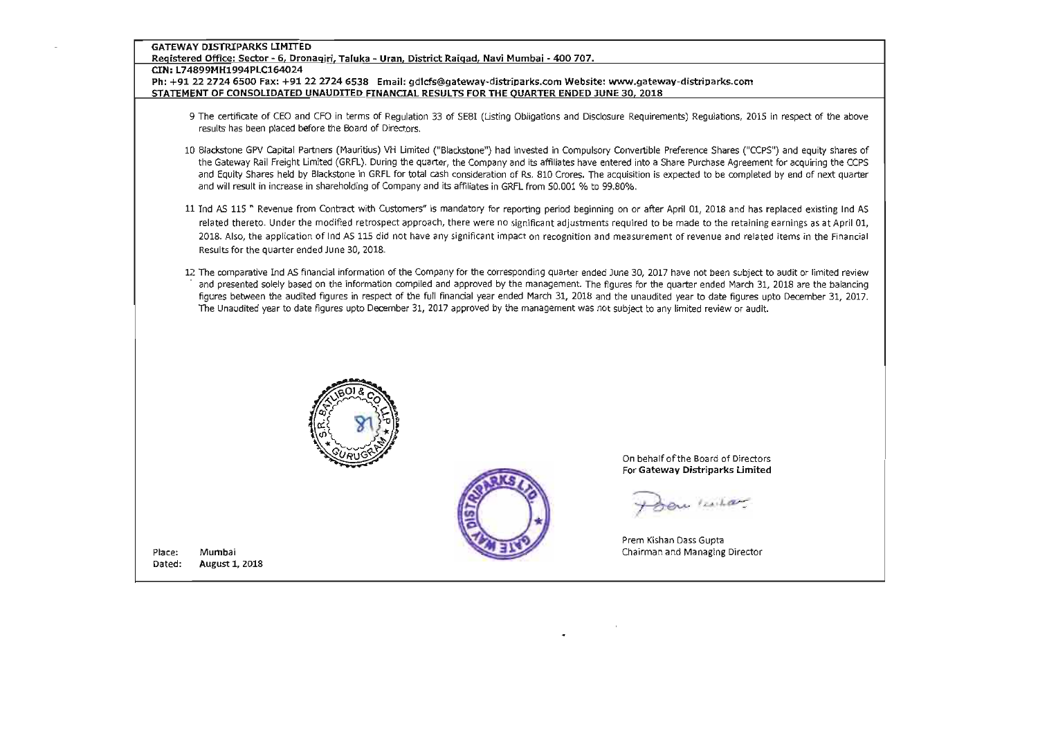**GATEWAY DISTRIPARKS LIMITED**

**Registered Office: Sector - 6, Dronagiri, Taluka - Uran, District Raigad, Navi Mumbai - 400 707.**

**CIN: L74899MH1994PLC164024**

**Ph: +91 22 2724 6500 Fax: +91 22 2724 6538 Email: gdlcfs@gateway-distriparks.com Website: www.gateway-distriparks.com**

**STATEMENT OF CONSOLIDATED UNAUDITED FINANCIAL RESULTS FOR THE QUARTER ENDED JUNE 30, 2018**

9 The certificate of CEO and CFO in terms of Regulation 33 of SEBI (Listing Obligations and Disclosure Requirements) Regulations, 2015 in respect of the above results has been placed before the Board of Directors.

10 Blackstone GPV Capital Partners (Mauritius) VH Limited ("Blackstone") had invested in Compulsory Convertible Preference Shares ("CCPS") and equity shares of the Gateway Rail Freight Limited (GRFL). During the quarter, the Company and its affiliates have entered into a Share Purchase Agreement for acquiring the CCPS and Equity Shares held by Blackstone in GRFL for total cash consideration of Rs. 810 Crores. The acquisition is expected to be completed by end of next quarter and will result in increase in shareholding of Company and its affiliates in GRFL from 50.001 % to 99.80%.

11 Ind AS 115 " Revenue from Contract with Customers" is mandatory for reporting period beginning on or after April 01, 2018 and has replaced existing Ind AS related thereto. Under the modified retrospect approach, there were no significant adjustments required to be made to the retaining earnings as at April 01, 2018. Also, the application of Ind AS 115 did not have any significant impact on recognition and measurement of revenue and related items in the Financial Results for the quarter ended June 30, 2018.

12 The comparative Ind AS financial information of the Company for the corresponding quarter ended June 30, 2017 have not been subject to audit or limited review and presented solely based on the information compiled and approved by the management. The figures for the quarter ended March 31, 2018 are the balancing figures between the audited figures in respect of the full financial year ended March 31, 2018 and the unaudited year to date figures upto December 31, 2017. The Unaudited year to date figures upto December 31, 2017 approved by the management was not subject to any limited review or audit.

On behalf of the Board of Directors
For **Gateway Distriparks Limited**

Prem Kishan Dass Gupta
Chairman and Managing Director

Place: Mumbai
Dated: **August 1, 2018**